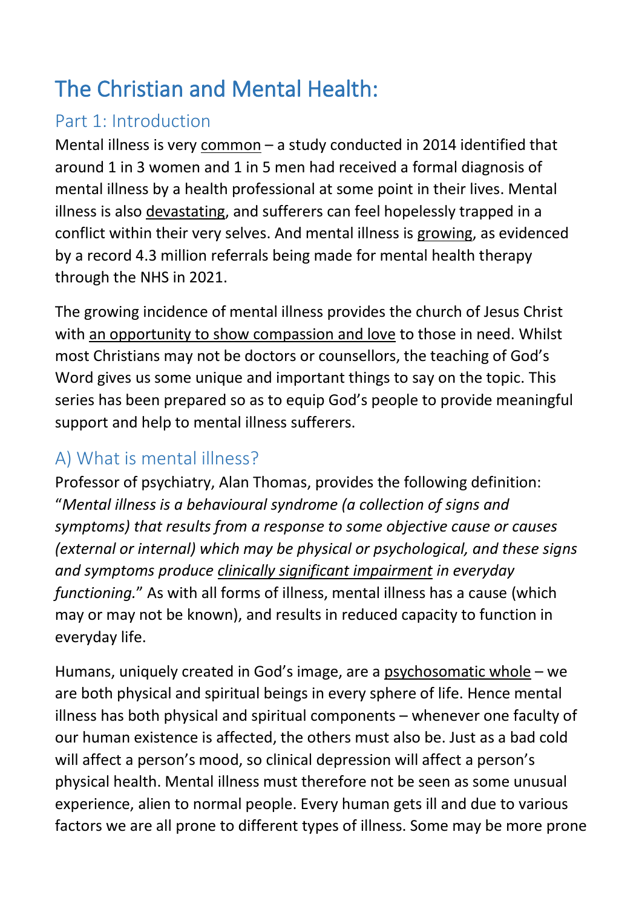# The Christian and Mental Health:

## Part 1: Introduction

Mental illness is very <u>common</u> – a study conducted in 2014 identified that around 1 in 3 women and 1 in 5 men had received a formal diagnosis of mental illness by a health professional at some point in their lives. Mental illness is also <u>devastating</u>, and sufferers can feel hopelessly trapped in a conflict within their very selves. And mental illness is <u>growing</u>, as evidenced by a record 4.3 million referrals being made for mental health therapy through the NHS in 2021.

The growing incidence of mental illness provides the church of Jesus Christ with <u>an opportunity to show compassion and love</u> to those in need. Whilst most Christians may not be doctors or counsellors, the teaching of God's Word gives us some unique and important things to say on the topic. This series has been prepared so as to equip God's people to provide meaningful support and help to mental illness sufferers.

## A) What is mental illness?

Professor of psychiatry, Alan Thomas, provides the following definition: "*Mental illness is a behavioural syndrome (a collection of signs and symptoms) that results from a response to some objective cause or causes (external or internal) which may be physical or psychological, and these signs and symptoms produce <u>clinically significant impairment</u> in everyday functioning.*" As with all forms of illness, mental illness has a cause (which may or may not be known), and results in reduced capacity to function in everyday life.

Humans, uniquely created in God's image, are a <u>psychosomatic whole</u> – we are both physical and spiritual beings in every sphere of life. Hence mental illness has both physical and spiritual components – whenever one faculty of our human existence is affected, the others must also be. Just as a bad cold will affect a person's mood, so clinical depression will affect a person's physical health. Mental illness must therefore not be seen as some unusual experience, alien to normal people. Every human gets ill and due to various factors we are all prone to different types of illness. Some may be more prone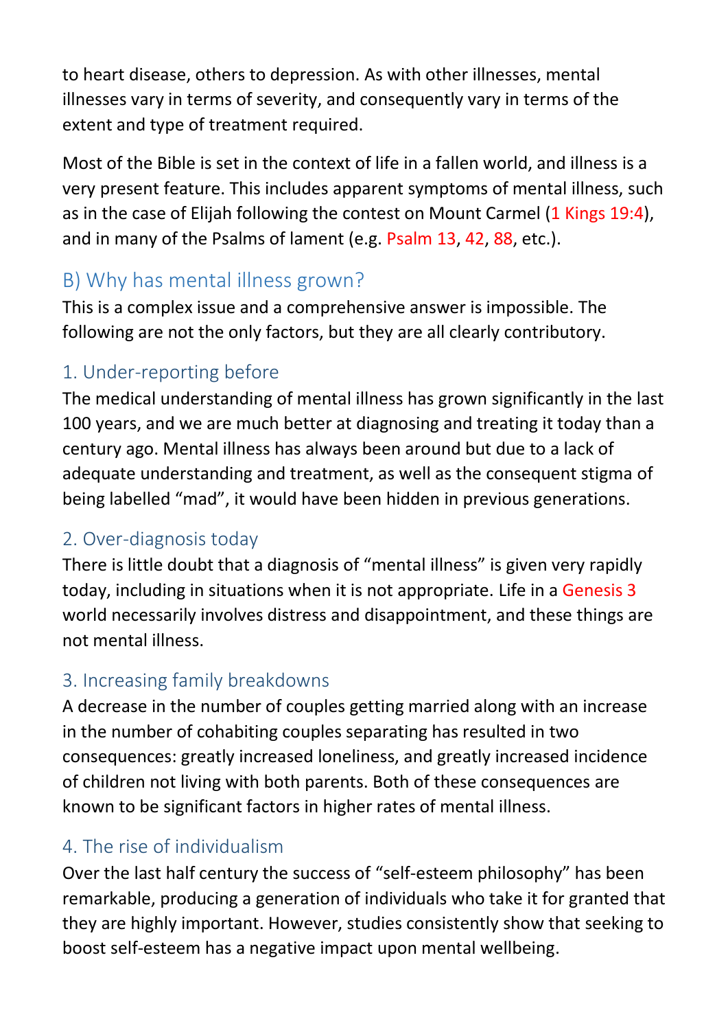to heart disease, others to depression. As with other illnesses, mental illnesses vary in terms of severity, and consequently vary in terms of the extent and type of treatment required.

Most of the Bible is set in the context of life in a fallen world, and illness is a very present feature. This includes apparent symptoms of mental illness, such as in the case of Elijah following the contest on Mount Carmel (1 Kings 19:4), and in many of the Psalms of lament (e.g. Psalm 13, 42, 88, etc.).

## B) Why has mental illness grown?

This is a complex issue and a comprehensive answer is impossible. The following are not the only factors, but they are all clearly contributory.

### 1. Under-reporting before

The medical understanding of mental illness has grown significantly in the last 100 years, and we are much better at diagnosing and treating it today than a century ago. Mental illness has always been around but due to a lack of adequate understanding and treatment, as well as the consequent stigma of being labelled "mad", it would have been hidden in previous generations.

### 2. Over-diagnosis today

There is little doubt that a diagnosis of "mental illness" is given very rapidly today, including in situations when it is not appropriate. Life in a Genesis 3 world necessarily involves distress and disappointment, and these things are not mental illness.

### 3. Increasing family breakdowns

A decrease in the number of couples getting married along with an increase in the number of cohabiting couples separating has resulted in two consequences: greatly increased loneliness, and greatly increased incidence of children not living with both parents. Both of these consequences are known to be significant factors in higher rates of mental illness.

### 4. The rise of individualism

Over the last half century the success of "self-esteem philosophy" has been remarkable, producing a generation of individuals who take it for granted that they are highly important. However, studies consistently show that seeking to boost self-esteem has a negative impact upon mental wellbeing.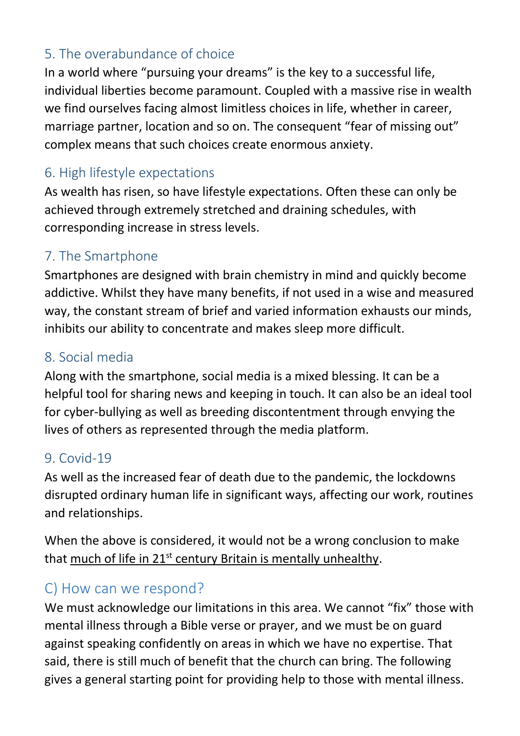### 5. The overabundance of choice

In a world where "pursuing your dreams" is the key to a successful life, individual liberties become paramount. Coupled with a massive rise in wealth we find ourselves facing almost limitless choices in life, whether in career, marriage partner, location and so on. The consequent "fear of missing out" complex means that such choices create enormous anxiety.

### 6. High lifestyle expectations

As wealth has risen, so have lifestyle expectations. Often these can only be achieved through extremely stretched and draining schedules, with corresponding increase in stress levels.

### 7. The Smartphone

Smartphones are designed with brain chemistry in mind and quickly become addictive. Whilst they have many benefits, if not used in a wise and measured way, the constant stream of brief and varied information exhausts our minds, inhibits our ability to concentrate and makes sleep more difficult.

### 8. Social media

Along with the smartphone, social media is a mixed blessing. It can be a helpful tool for sharing news and keeping in touch. It can also be an ideal tool for cyber-bullying as well as breeding discontentment through envying the lives of others as represented through the media platform.

### 9. Covid-19

As well as the increased fear of death due to the pandemic, the lockdowns disrupted ordinary human life in significant ways, affecting our work, routines and relationships.

When the above is considered, it would not be a wrong conclusion to make that <u>much of life in 21st century Britain is mentally unhealthy</u>.

## C) How can we respond?

We must acknowledge our limitations in this area. We cannot "fix" those with mental illness through a Bible verse or prayer, and we must be on guard against speaking confidently on areas in which we have no expertise. That said, there is still much of benefit that the church can bring. The following gives a general starting point for providing help to those with mental illness.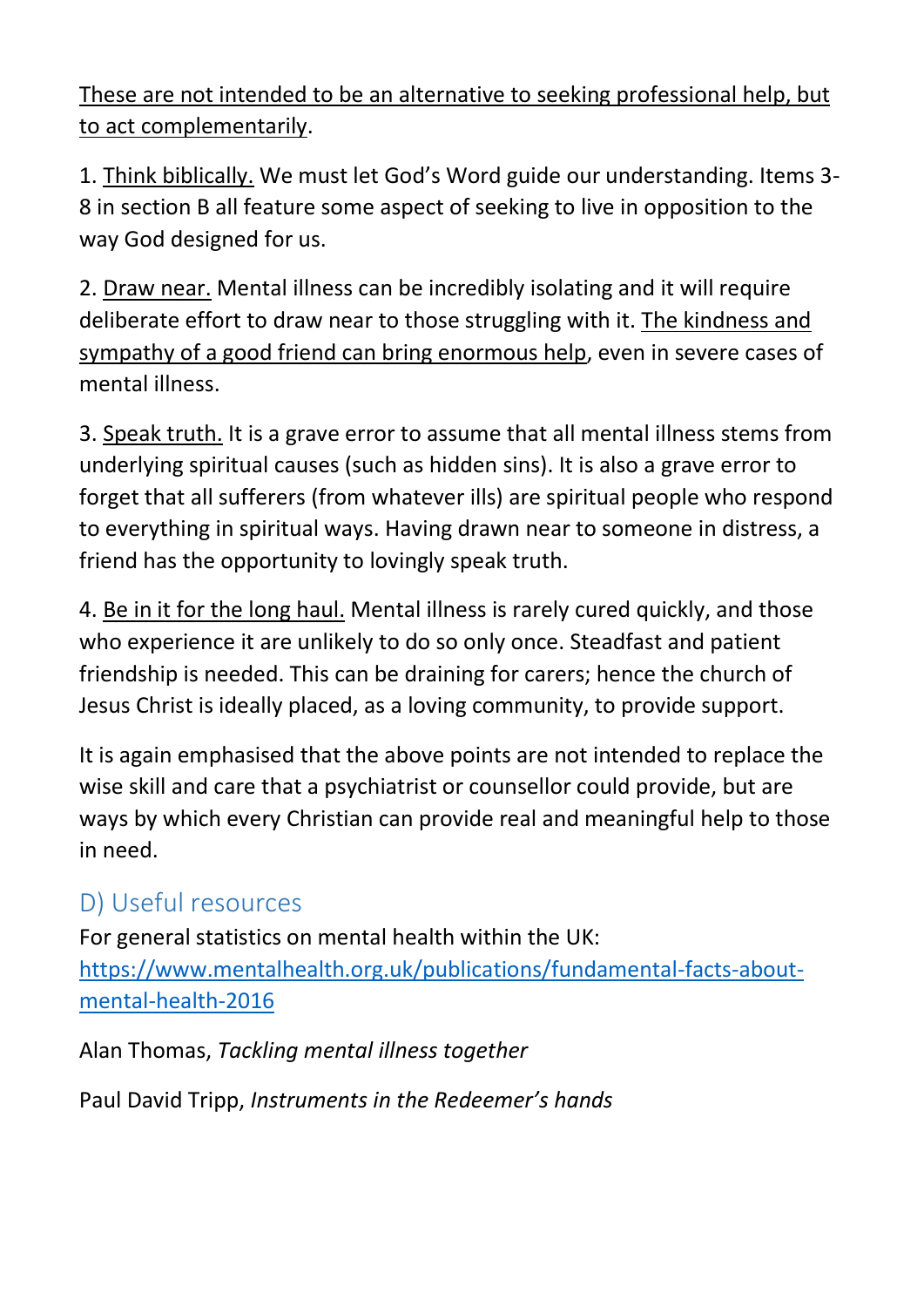These are not intended to be an alternative to seeking professional help, but to act complementarily.

1. Think biblically. We must let God's Word guide our understanding. Items 3-8 in section B all feature some aspect of seeking to live in opposition to the way God designed for us.

2. Draw near. Mental illness can be incredibly isolating and it will require deliberate effort to draw near to those struggling with it. The kindness and sympathy of a good friend can bring enormous help, even in severe cases of mental illness.

3. Speak truth. It is a grave error to assume that all mental illness stems from underlying spiritual causes (such as hidden sins). It is also a grave error to forget that all sufferers (from whatever ills) are spiritual people who respond to everything in spiritual ways. Having drawn near to someone in distress, a friend has the opportunity to lovingly speak truth.

4. Be in it for the long haul. Mental illness is rarely cured quickly, and those who experience it are unlikely to do so only once. Steadfast and patient friendship is needed. This can be draining for carers; hence the church of Jesus Christ is ideally placed, as a loving community, to provide support.

It is again emphasised that the above points are not intended to replace the wise skill and care that a psychiatrist or counsellor could provide, but are ways by which every Christian can provide real and meaningful help to those in need.

## D) Useful resources

For general statistics on mental health within the UK:
https://www.mentalhealth.org.uk/publications/fundamental-facts-about-mental-health-2016

Alan Thomas, *Tackling mental illness together*

Paul David Tripp, *Instruments in the Redeemer's hands*